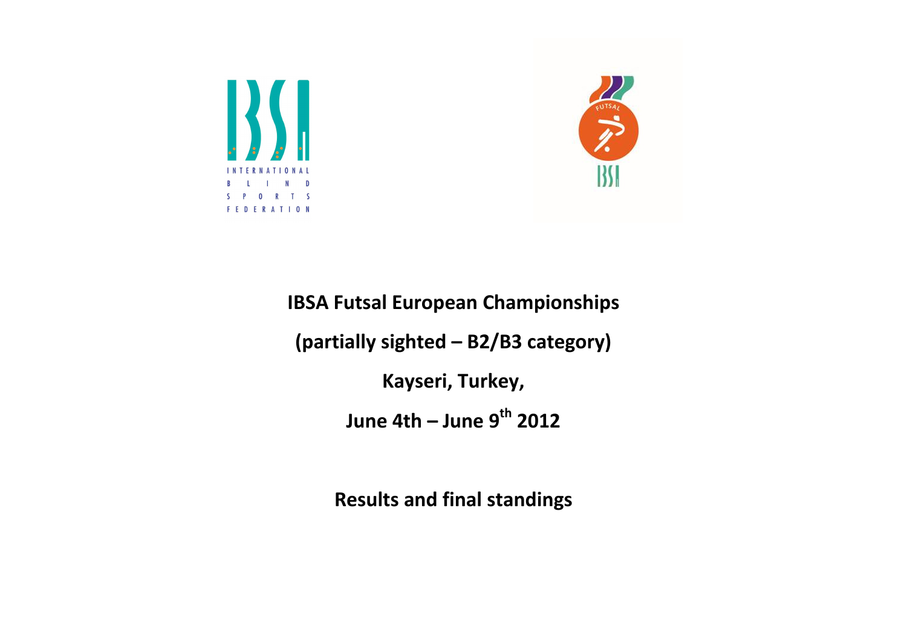# IBSA Futsal European Championships

## (partially sighted – B2/B3 category)

## Kayseri, Turkey,

## June 4th – June 9th 2012

## Results and final standings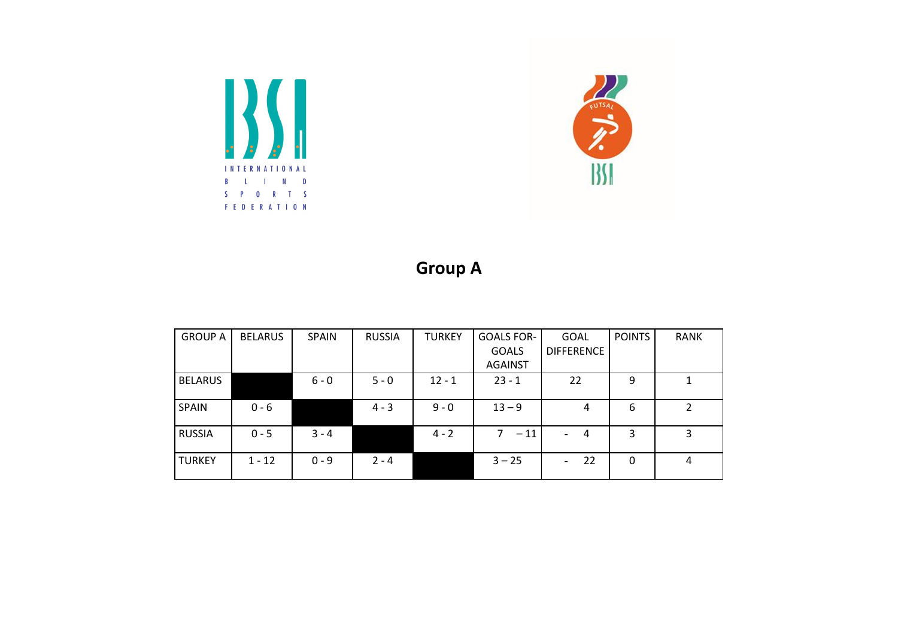INTERNATIONAL BLIND SPORTS FEDERATION

## Group A

| GROUP A | BELARUS | SPAIN | RUSSIA | TURKEY | GOALS FOR- GOALS AGAINST | GOAL DIFFERENCE | POINTS | RANK |
|---|---|---|---|---|---|---|---|---|
| BELARUS | | 6 - 0 | 5 - 0 | 12 - 1 | 23 - 1 | 22 | 9 | 1 |
| SPAIN | 0 - 6 | | 4 - 3 | 9 - 0 | 13 – 9 | 4 | 6 | 2 |
| RUSSIA | 0 - 5 | 3 - 4 | | 4 - 2 | 7 – 11 | - 4 | 3 | 3 |
| TURKEY | 1 - 12 | 0 - 9 | 2 - 4 | | 3 – 25 | - 22 | 0 | 4 |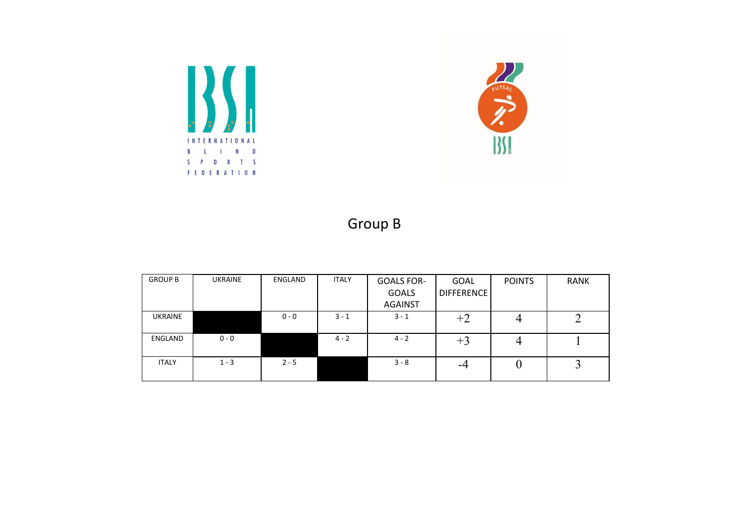# Group B

| GROUP B | UKRAINE | ENGLAND | ITALY | GOALS FOR-GOALS AGAINST | GOAL DIFFERENCE | POINTS | RANK |
|---|---|---|---|---|---|---|---|
| UKRAINE | | 0 - 0 | 3 - 1 | 3 - 1 | +2 | 4 | 2 |
| ENGLAND | 0 - 0 | | 4 - 2 | 4 - 2 | +3 | 4 | 1 |
| ITALY | 1 - 3 | 2 - 5 | | 3 - 8 | -4 | 0 | 3 |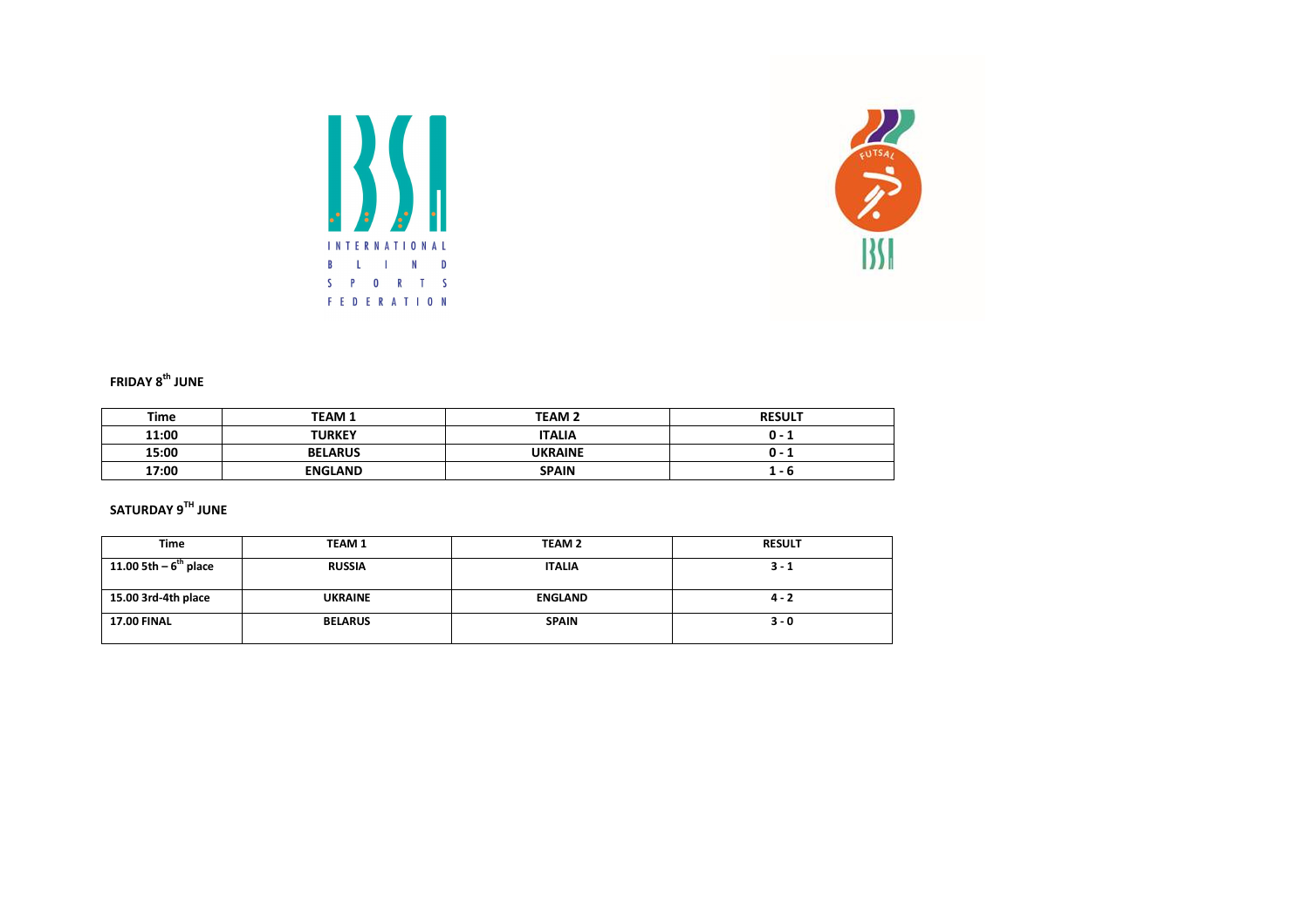INTERNATIONAL BLIND SPORTS FEDERATION

**FRIDAY 8th JUNE**

| Time | TEAM 1 | TEAM 2 | RESULT |
|---|---|---|---|
| 11:00 | TURKEY | ITALIA | 0 - 1 |
| 15:00 | BELARUS | UKRAINE | 0 - 1 |
| 17:00 | ENGLAND | SPAIN | 1 - 6 |

**SATURDAY 9TH JUNE**

| Time | TEAM 1 | TEAM 2 | RESULT |
|---|---|---|---|
| 11.00 5th – 6th place | RUSSIA | ITALIA | 3 - 1 |
| 15.00 3rd-4th place | UKRAINE | ENGLAND | 4 - 2 |
| 17.00 FINAL | BELARUS | SPAIN | 3 - 0 |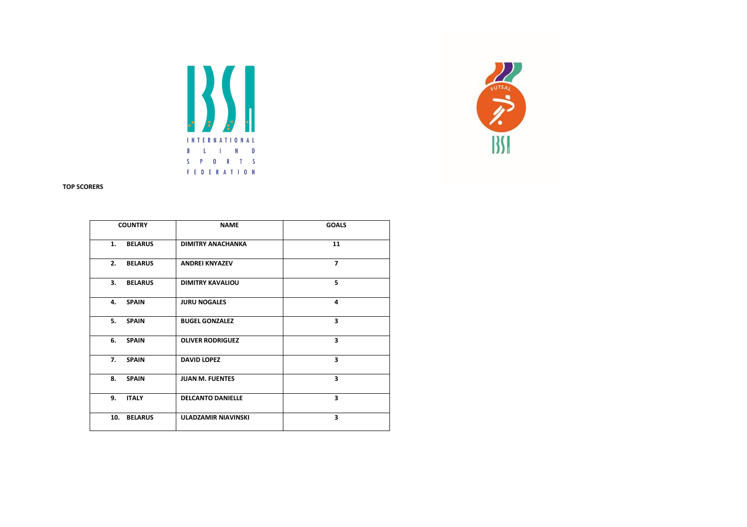INTERNATIONAL BLIND SPORTS FEDERATION

**TOP SCORERS**

| COUNTRY | NAME | GOALS |
|---|---|---|
| 1. BELARUS | DIMITRY ANACHANKA | 11 |
| 2. BELARUS | ANDREI KNYAZEV | 7 |
| 3. BELARUS | DIMITRY KAVALIOU | 5 |
| 4. SPAIN | JURU NOGALES | 4 |
| 5. SPAIN | BUGEL GONZALEZ | 3 |
| 6. SPAIN | OLIVER RODRIGUEZ | 3 |
| 7. SPAIN | DAVID LOPEZ | 3 |
| 8. SPAIN | JUAN M. FUENTES | 3 |
| 9. ITALY | DELCANTO DANIELLE | 3 |
| 10. BELARUS | ULADZAMIR NIAVINSKI | 3 |